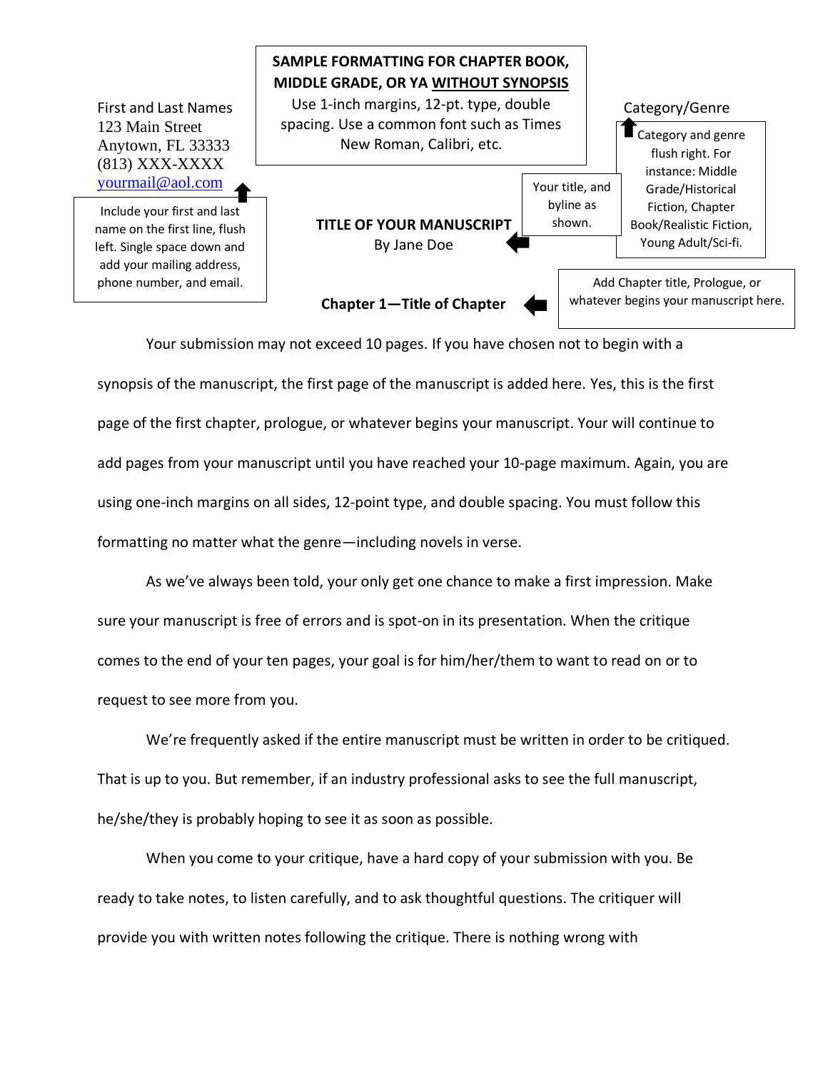**SAMPLE FORMATTING FOR CHAPTER BOOK, MIDDLE GRADE, OR YA WITHOUT SYNOPSIS**

Use 1-inch margins, 12-pt. type, double spacing. Use a common font such as Times New Roman, Calibri, etc.

First and Last Names
123 Main Street
Anytown, FL 33333
(813) XXX-XXXX
yourmail@aol.com

Include your first and last name on the first line, flush left. Single space down and add your mailing address, phone number, and email.

Category/Genre

Category and genre flush right. For instance: Middle Grade/Historical Fiction, Chapter Book/Realistic Fiction, Young Adult/Sci-fi.

**TITLE OF YOUR MANUSCRIPT**
By Jane Doe

Your title, and byline as shown.

**Chapter 1—Title of Chapter**

Add Chapter title, Prologue, or whatever begins your manuscript here.

Your submission may not exceed 10 pages. If you have chosen not to begin with a synopsis of the manuscript, the first page of the manuscript is added here. Yes, this is the first page of the first chapter, prologue, or whatever begins your manuscript. Your will continue to add pages from your manuscript until you have reached your 10-page maximum. Again, you are using one-inch margins on all sides, 12-point type, and double spacing. You must follow this formatting no matter what the genre—including novels in verse.

As we've always been told, your only get one chance to make a first impression. Make sure your manuscript is free of errors and is spot-on in its presentation. When the critique comes to the end of your ten pages, your goal is for him/her/them to want to read on or to request to see more from you.

We're frequently asked if the entire manuscript must be written in order to be critiqued. That is up to you. But remember, if an industry professional asks to see the full manuscript, he/she/they is probably hoping to see it as soon as possible.

When you come to your critique, have a hard copy of your submission with you. Be ready to take notes, to listen carefully, and to ask thoughtful questions. The critiquer will provide you with written notes following the critique. There is nothing wrong with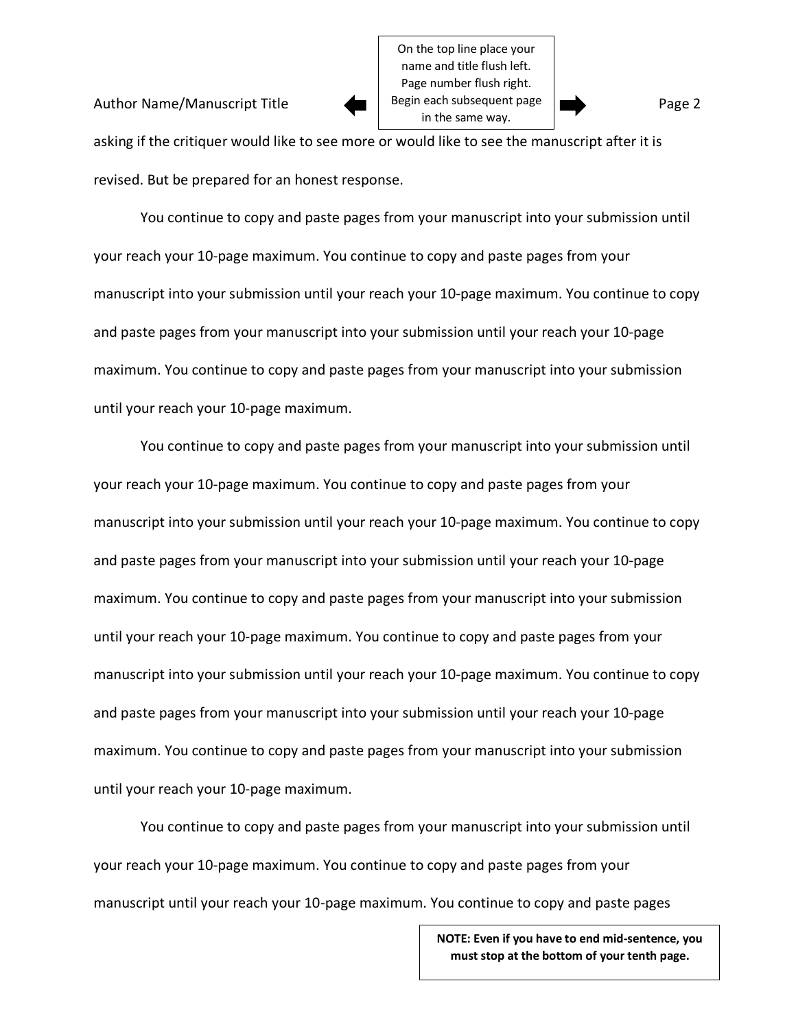On the top line place your name and title flush left. Page number flush right. Begin each subsequent page in the same way.

asking if the critiquer would like to see more or would like to see the manuscript after it is revised. But be prepared for an honest response.

You continue to copy and paste pages from your manuscript into your submission until your reach your 10-page maximum. You continue to copy and paste pages from your manuscript into your submission until your reach your 10-page maximum. You continue to copy and paste pages from your manuscript into your submission until your reach your 10-page maximum. You continue to copy and paste pages from your manuscript into your submission until your reach your 10-page maximum.

You continue to copy and paste pages from your manuscript into your submission until your reach your 10-page maximum. You continue to copy and paste pages from your manuscript into your submission until your reach your 10-page maximum. You continue to copy and paste pages from your manuscript into your submission until your reach your 10-page maximum. You continue to copy and paste pages from your manuscript into your submission until your reach your 10-page maximum. You continue to copy and paste pages from your manuscript into your submission until your reach your 10-page maximum. You continue to copy and paste pages from your manuscript into your submission until your reach your 10-page maximum. You continue to copy and paste pages from your manuscript into your submission until your reach your 10-page maximum.

You continue to copy and paste pages from your manuscript into your submission until your reach your 10-page maximum. You continue to copy and paste pages from your manuscript until your reach your 10-page maximum. You continue to copy and paste pages

**NOTE: Even if you have to end mid-sentence, you must stop at the bottom of your tenth page.**